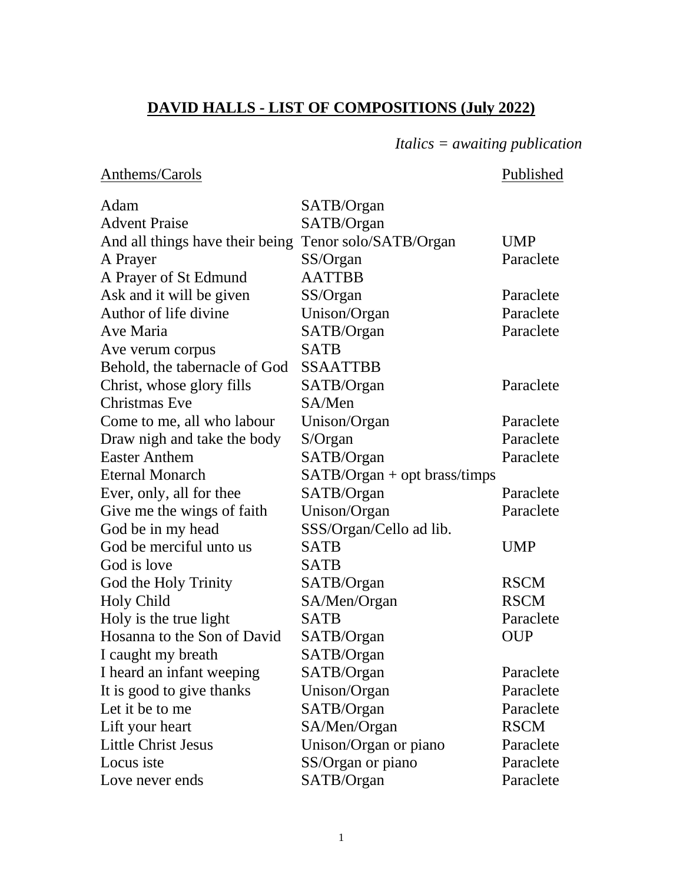# **DAVID HALLS - LIST OF COMPOSITIONS (July 2022)**

*Italics = awaiting publication*

| Anthems/Carols | | Published |
|---|---|---|
| Adam | SATB/Organ | |
| Advent Praise | SATB/Organ | |
| And all things have their being | Tenor solo/SATB/Organ | UMP |
| A Prayer | SS/Organ | Paraclete |
| A Prayer of St Edmund | AATTBB | |
| Ask and it will be given | SS/Organ | Paraclete |
| Author of life divine | Unison/Organ | Paraclete |
| Ave Maria | SATB/Organ | Paraclete |
| Ave verum corpus | SATB | |
| Behold, the tabernacle of God | SSAATTBB | |
| Christ, whose glory fills | SATB/Organ | Paraclete |
| Christmas Eve | SA/Men | |
| Come to me, all who labour | Unison/Organ | Paraclete |
| Draw nigh and take the body | S/Organ | Paraclete |
| Easter Anthem | SATB/Organ | Paraclete |
| Eternal Monarch | SATB/Organ + opt brass/timps | |
| Ever, only, all for thee | SATB/Organ | Paraclete |
| Give me the wings of faith | Unison/Organ | Paraclete |
| God be in my head | SSS/Organ/Cello ad lib. | |
| God be merciful unto us | SATB | UMP |
| God is love | SATB | |
| God the Holy Trinity | SATB/Organ | RSCM |
| Holy Child | SA/Men/Organ | RSCM |
| Holy is the true light | SATB | Paraclete |
| Hosanna to the Son of David | SATB/Organ | OUP |
| I caught my breath | SATB/Organ | |
| I heard an infant weeping | SATB/Organ | Paraclete |
| It is good to give thanks | Unison/Organ | Paraclete |
| Let it be to me | SATB/Organ | Paraclete |
| Lift your heart | SA/Men/Organ | RSCM |
| Little Christ Jesus | Unison/Organ or piano | Paraclete |
| Locus iste | SS/Organ or piano | Paraclete |
| Love never ends | SATB/Organ | Paraclete |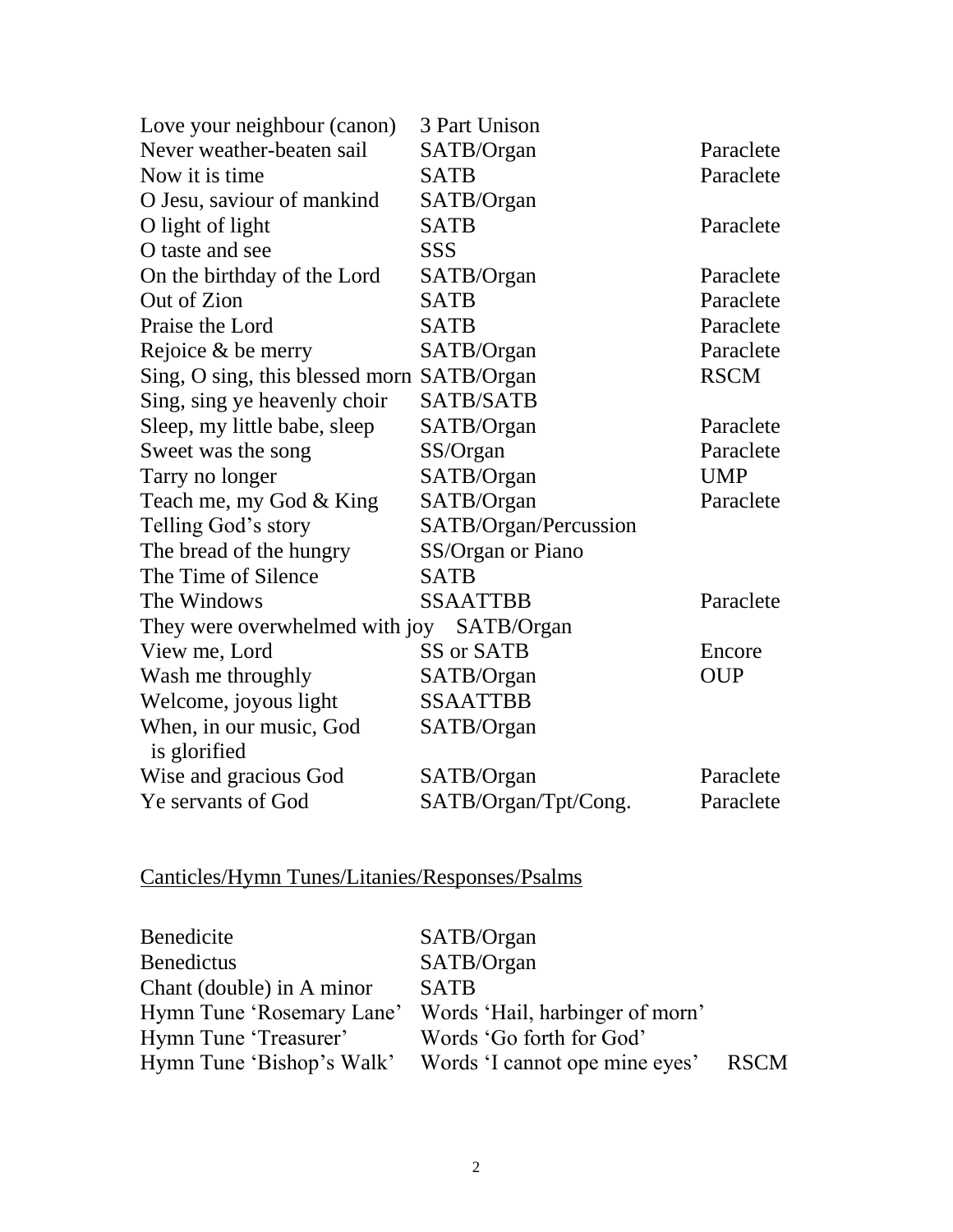| | | |
|---|---|---|
| Love your neighbour (canon) | 3 Part Unison | |
| Never weather-beaten sail | SATB/Organ | Paraclete |
| Now it is time | SATB | Paraclete |
| O Jesu, saviour of mankind | SATB/Organ | |
| O light of light | SATB | Paraclete |
| O taste and see | SSS | |
| On the birthday of the Lord | SATB/Organ | Paraclete |
| Out of Zion | SATB | Paraclete |
| Praise the Lord | SATB | Paraclete |
| Rejoice & be merry | SATB/Organ | Paraclete |
| Sing, O sing, this blessed morn | SATB/Organ | RSCM |
| Sing, sing ye heavenly choir | SATB/SATB | |
| Sleep, my little babe, sleep | SATB/Organ | Paraclete |
| Sweet was the song | SS/Organ | Paraclete |
| Tarry no longer | SATB/Organ | UMP |
| Teach me, my God & King | SATB/Organ | Paraclete |
| Telling God's story | SATB/Organ/Percussion | |
| The bread of the hungry | SS/Organ or Piano | |
| The Time of Silence | SATB | |
| The Windows | SSAATTBB | Paraclete |
| They were overwhelmed with joy | SATB/Organ | |
| View me, Lord | SS or SATB | Encore |
| Wash me throughly | SATB/Organ | OUP |
| Welcome, joyous light | SSAATTBB | |
| When, in our music, God is glorified | SATB/Organ | |
| Wise and gracious God | SATB/Organ | Paraclete |
| Ye servants of God | SATB/Organ/Tpt/Cong. | Paraclete |

## Canticles/Hymn Tunes/Litanies/Responses/Psalms

| | | |
|---|---|---|
| Benedicite | SATB/Organ | |
| Benedictus | SATB/Organ | |
| Chant (double) in A minor | SATB | |
| Hymn Tune 'Rosemary Lane' | Words 'Hail, harbinger of morn' | |
| Hymn Tune 'Treasurer' | Words 'Go forth for God' | |
| Hymn Tune 'Bishop's Walk' | Words 'I cannot ope mine eyes' | RSCM |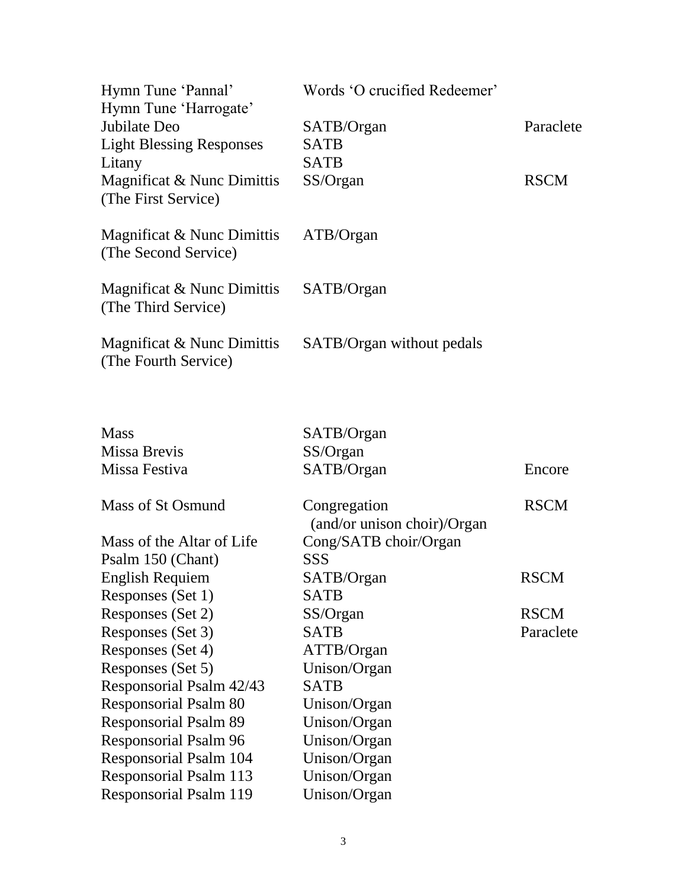| | | |
|---|---|---|
| Hymn Tune 'Pannal' | Words 'O crucified Redeemer' | |
| Hymn Tune 'Harrogate' | | |
| Jubilate Deo | SATB/Organ | Paraclete |
| Light Blessing Responses | SATB | |
| Litany | SATB | |
| Magnificat & Nunc Dimittis (The First Service) | SS/Organ | RSCM |
| Magnificat & Nunc Dimittis (The Second Service) | ATB/Organ | |
| Magnificat & Nunc Dimittis (The Third Service) | SATB/Organ | |
| Magnificat & Nunc Dimittis (The Fourth Service) | SATB/Organ without pedals | |

| | | |
|---|---|---|
| Mass | SATB/Organ | |
| Missa Brevis | SS/Organ | |
| Missa Festiva | SATB/Organ | Encore |
| Mass of St Osmund | Congregation (and/or unison choir)/Organ | RSCM |
| Mass of the Altar of Life | Cong/SATB choir/Organ | |
| Psalm 150 (Chant) | SSS | |
| English Requiem | SATB/Organ | RSCM |
| Responses (Set 1) | SATB | |
| Responses (Set 2) | SS/Organ | RSCM |
| Responses (Set 3) | SATB | Paraclete |
| Responses (Set 4) | ATTB/Organ | |
| Responses (Set 5) | Unison/Organ | |
| Responsorial Psalm 42/43 | SATB | |
| Responsorial Psalm 80 | Unison/Organ | |
| Responsorial Psalm 89 | Unison/Organ | |
| Responsorial Psalm 96 | Unison/Organ | |
| Responsorial Psalm 104 | Unison/Organ | |
| Responsorial Psalm 113 | Unison/Organ | |
| Responsorial Psalm 119 | Unison/Organ | |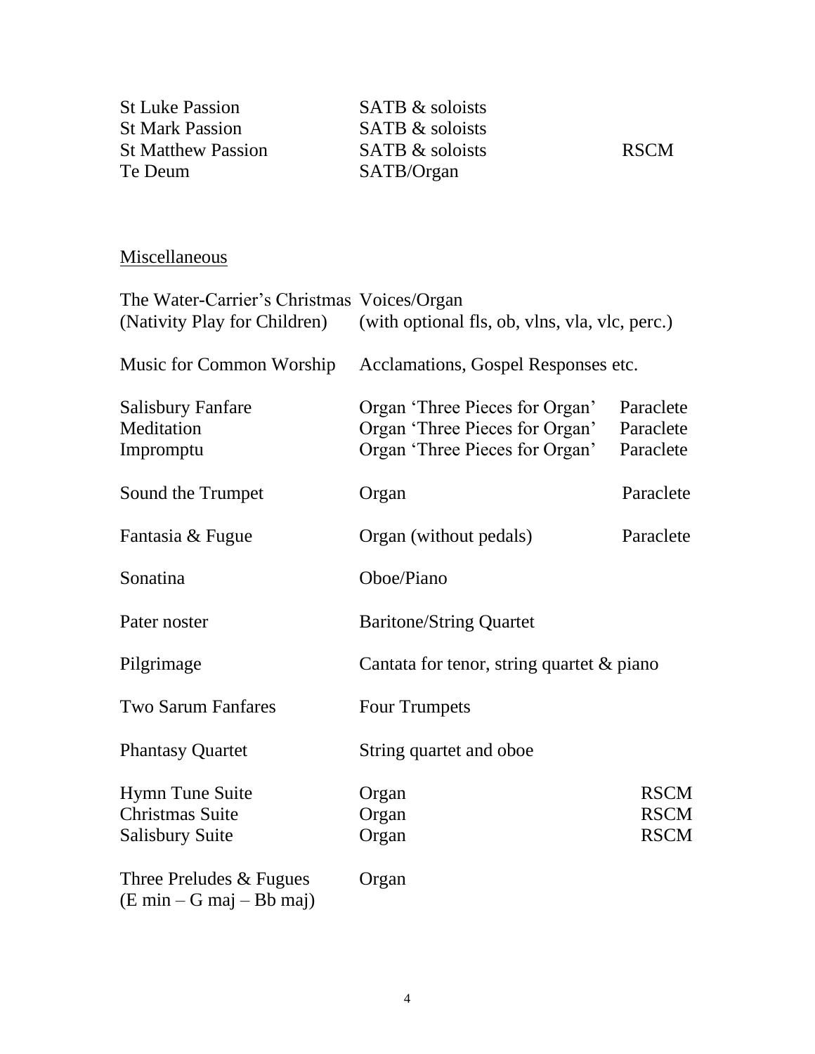| | | |
|---|---|---|
| St Luke Passion | SATB & soloists | |
| St Mark Passion | SATB & soloists | |
| St Matthew Passion | SATB & soloists | RSCM |
| Te Deum | SATB/Organ | |

## Miscellaneous

| | | |
|---|---|---|
| The Water-Carrier's Christmas (Nativity Play for Children) | Voices/Organ (with optional fls, ob, vlns, vla, vlc, perc.) | |
| Music for Common Worship | Acclamations, Gospel Responses etc. | |
| Salisbury Fanfare | Organ 'Three Pieces for Organ' | Paraclete |
| Meditation | Organ 'Three Pieces for Organ' | Paraclete |
| Impromptu | Organ 'Three Pieces for Organ' | Paraclete |
| Sound the Trumpet | Organ | Paraclete |
| Fantasia & Fugue | Organ (without pedals) | Paraclete |
| Sonatina | Oboe/Piano | |
| Pater noster | Baritone/String Quartet | |
| Pilgrimage | Cantata for tenor, string quartet & piano | |
| Two Sarum Fanfares | Four Trumpets | |
| Phantasy Quartet | String quartet and oboe | |
| Hymn Tune Suite | Organ | RSCM |
| Christmas Suite | Organ | RSCM |
| Salisbury Suite | Organ | RSCM |
| Three Preludes & Fugues (E min – G maj – Bb maj) | Organ | |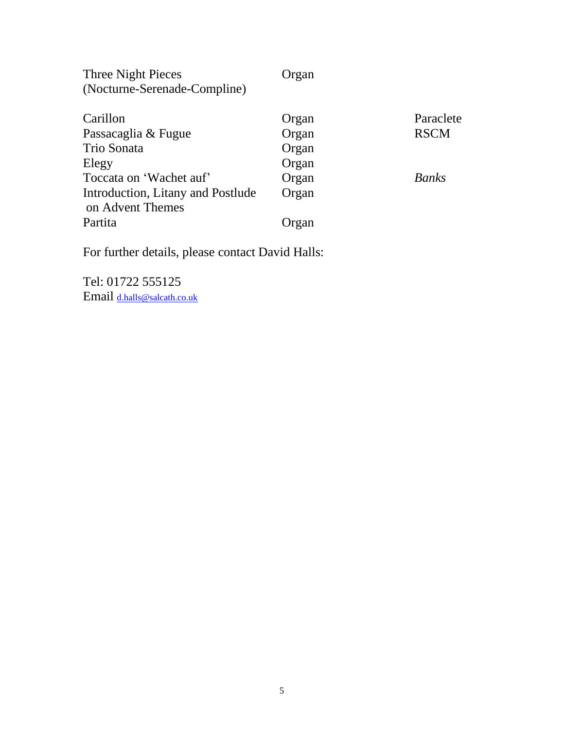| | | |
|---|---|---|
| Three Night Pieces (Nocturne-Serenade-Compline) | Organ | |
| Carillon | Organ | Paraclete |
| Passacaglia & Fugue | Organ | RSCM |
| Trio Sonata | Organ | |
| Elegy | Organ | |
| Toccata on 'Wachet auf' | Organ | *Banks* |
| Introduction, Litany and Postlude on Advent Themes | Organ | |
| Partita | Organ | |

For further details, please contact David Halls:

Tel: 01722 555125
Email d.halls@salcath.co.uk